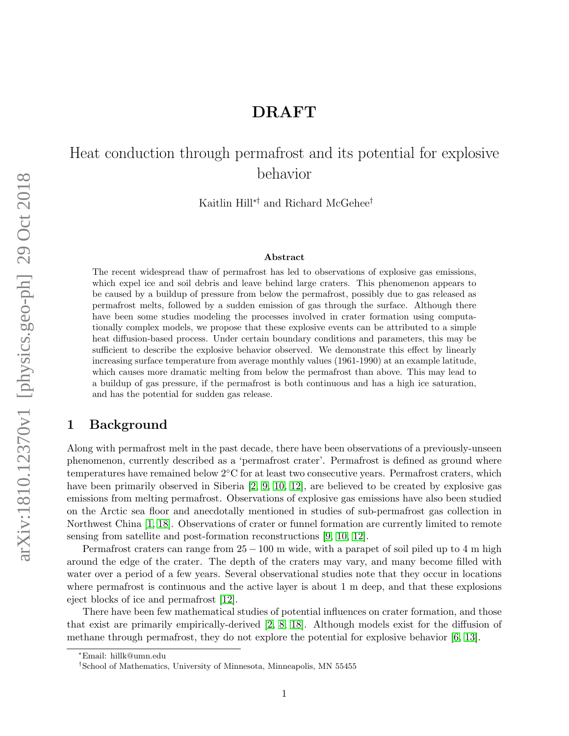# DRAFT

# Heat conduction through permafrost and its potential for explosive behavior

Kaitlin Hill*† and Richard McGehee†

### Abstract

The recent widespread thaw of permafrost has led to observations of explosive gas emissions, which expel ice and soil debris and leave behind large craters. This phenomenon appears to be caused by a buildup of pressure from below the permafrost, possibly due to gas released as permafrost melts, followed by a sudden emission of gas through the surface. Although there have been some studies modeling the processes involved in crater formation using computationally complex models, we propose that these explosive events can be attributed to a simple heat diffusion-based process. Under certain boundary conditions and parameters, this may be sufficient to describe the explosive behavior observed. We demonstrate this effect by linearly increasing surface temperature from average monthly values (1961-1990) at an example latitude, which causes more dramatic melting from below the permafrost than above. This may lead to a buildup of gas pressure, if the permafrost is both continuous and has a high ice saturation, and has the potential for sudden gas release.

## 1 Background

Along with permafrost melt in the past decade, there have been observations of a previously-unseen phenomenon, currently described as a 'permafrost crater'. Permafrost is defined as ground where temperatures have remained below 2°C for at least two consecutive years. Permafrost craters, which have been primarily observed in Siberia [2, 9, 10, 12], are believed to be created by explosive gas emissions from melting permafrost. Observations of explosive gas emissions have also been studied on the Arctic sea floor and anecdotally mentioned in studies of sub-permafrost gas collection in Northwest China [1, 18]. Observations of crater or funnel formation are currently limited to remote sensing from satellite and post-formation reconstructions [9, 10, 12].

Permafrost craters can range from $25 - 100$ m wide, with a parapet of soil piled up to 4 m high around the edge of the crater. The depth of the craters may vary, and many become filled with water over a period of a few years. Several observational studies note that they occur in locations where permafrost is continuous and the active layer is about 1 m deep, and that these explosions eject blocks of ice and permafrost [12].

There have been few mathematical studies of potential influences on crater formation, and those that exist are primarily empirically-derived [2, 8, 18]. Although models exist for the diffusion of methane through permafrost, they do not explore the potential for explosive behavior [6, 13].

*Email: hillk@umn.edu

†School of Mathematics, University of Minnesota, Minneapolis, MN 55455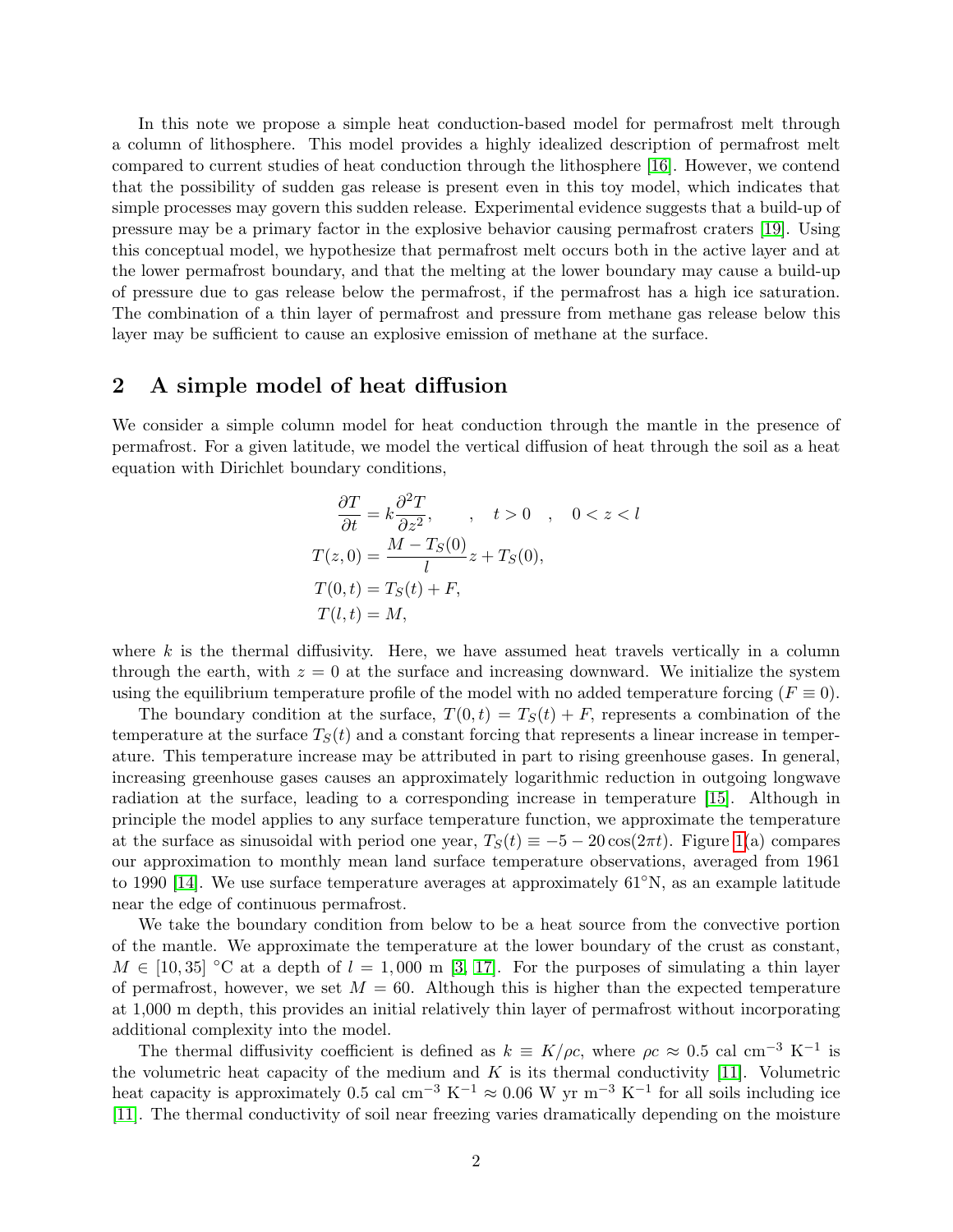In this note we propose a simple heat conduction-based model for permafrost melt through a column of lithosphere. This model provides a highly idealized description of permafrost melt compared to current studies of heat conduction through the lithosphere [16]. However, we contend that the possibility of sudden gas release is present even in this toy model, which indicates that simple processes may govern this sudden release. Experimental evidence suggests that a build-up of pressure may be a primary factor in the explosive behavior causing permafrost craters [19]. Using this conceptual model, we hypothesize that permafrost melt occurs both in the active layer and at the lower permafrost boundary, and that the melting at the lower boundary may cause a build-up of pressure due to gas release below the permafrost, if the permafrost has a high ice saturation. The combination of a thin layer of permafrost and pressure from methane gas release below this layer may be sufficient to cause an explosive emission of methane at the surface.

## 2 A simple model of heat diffusion

We consider a simple column model for heat conduction through the mantle in the presence of permafrost. For a given latitude, we model the vertical diffusion of heat through the soil as a heat equation with Dirichlet boundary conditions,

$$
\begin{aligned}
\frac{\partial T}{\partial t} &= k\frac{\partial^2 T}{\partial z^2}, \qquad , \quad t > 0 \quad , \quad 0 < z < l \\
T(z,0) &= \frac{M - T_S(0)}{l}z + T_S(0), \\
T(0,t) &= T_S(t) + F, \\
T(l,t) &= M,
\end{aligned}
$$

where $k$ is the thermal diffusivity. Here, we have assumed heat travels vertically in a column through the earth, with $z = 0$ at the surface and increasing downward. We initialize the system using the equilibrium temperature profile of the model with no added temperature forcing ($F \equiv 0$).

The boundary condition at the surface, $T(0,t) = T_S(t) + F$, represents a combination of the temperature at the surface $T_S(t)$ and a constant forcing that represents a linear increase in temperature. This temperature increase may be attributed in part to rising greenhouse gases. In general, increasing greenhouse gases causes an approximately logarithmic reduction in outgoing longwave radiation at the surface, leading to a corresponding increase in temperature [15]. Although in principle the model applies to any surface temperature function, we approximate the temperature at the surface as sinusoidal with period one year, $T_S(t) \equiv -5 - 20\cos(2\pi t)$. Figure 1(a) compares our approximation to monthly mean land surface temperature observations, averaged from 1961 to 1990 [14]. We use surface temperature averages at approximately 61°N, as an example latitude near the edge of continuous permafrost.

We take the boundary condition from below to be a heat source from the convective portion of the mantle. We approximate the temperature at the lower boundary of the crust as constant, $M \in [10, 35]$ °C at a depth of $l = 1{,}000$ m [3, 17]. For the purposes of simulating a thin layer of permafrost, however, we set $M = 60$. Although this is higher than the expected temperature at 1,000 m depth, this provides an initial relatively thin layer of permafrost without incorporating additional complexity into the model.

The thermal diffusivity coefficient is defined as $k \equiv K/\rho c$, where $\rho c \approx 0.5$ cal cm$^{-3}$ K$^{-1}$ is the volumetric heat capacity of the medium and $K$ is its thermal conductivity [11]. Volumetric heat capacity is approximately 0.5 cal cm$^{-3}$ K$^{-1}$ $\approx 0.06$ W yr m$^{-3}$ K$^{-1}$ for all soils including ice [11]. The thermal conductivity of soil near freezing varies dramatically depending on the moisture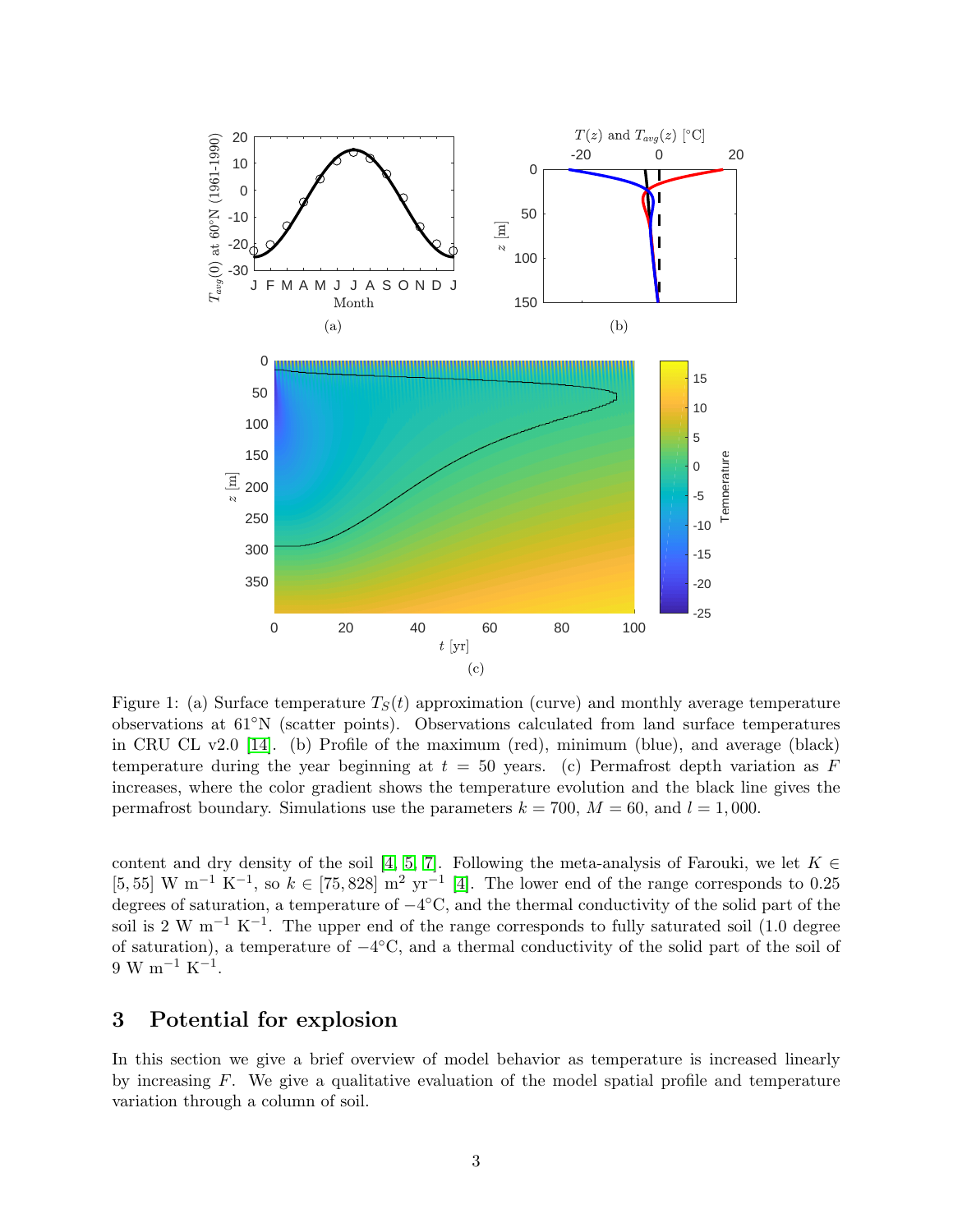Figure 1: (a) Surface temperature $T_S(t)$ approximation (curve) and monthly average temperature observations at 61°N (scatter points). Observations calculated from land surface temperatures in CRU CL v2.0 [14]. (b) Profile of the maximum (red), minimum (blue), and average (black) temperature during the year beginning at $t = 50$ years. (c) Permafrost depth variation as $F$ increases, where the color gradient shows the temperature evolution and the black line gives the permafrost boundary. Simulations use the parameters $k = 700$, $M = 60$, and $l = 1,000$.

content and dry density of the soil [4, 5, 7]. Following the meta-analysis of Farouki, we let $K \in [5, 55]$ W m$^{-1}$ K$^{-1}$, so $k \in [75, 828]$ m$^2$ yr$^{-1}$ [4]. The lower end of the range corresponds to 0.25 degrees of saturation, a temperature of $-4$°C, and the thermal conductivity of the solid part of the soil is 2 W m$^{-1}$ K$^{-1}$. The upper end of the range corresponds to fully saturated soil (1.0 degree of saturation), a temperature of $-4$°C, and a thermal conductivity of the solid part of the soil of 9 W m$^{-1}$ K$^{-1}$.

## 3 Potential for explosion

In this section we give a brief overview of model behavior as temperature is increased linearly by increasing $F$. We give a qualitative evaluation of the model spatial profile and temperature variation through a column of soil.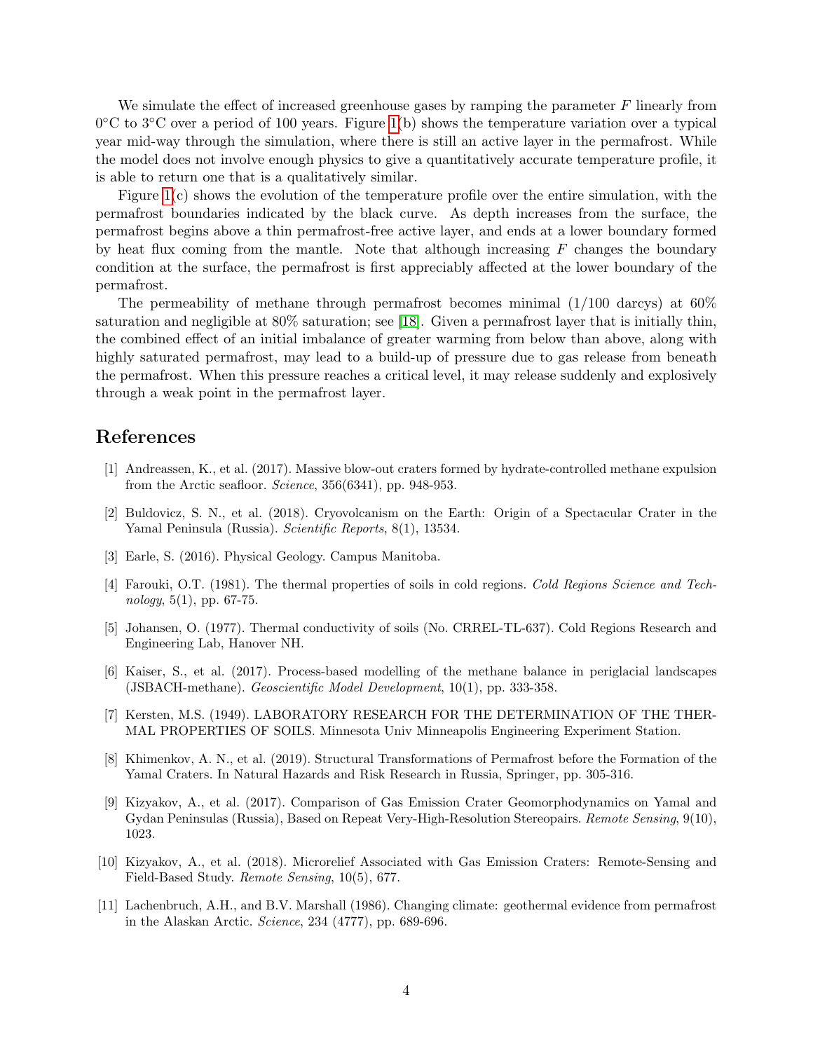We simulate the effect of increased greenhouse gases by ramping the parameter $F$ linearly from $0°C$ to $3°C$ over a period of 100 years. Figure 1(b) shows the temperature variation over a typical year mid-way through the simulation, where there is still an active layer in the permafrost. While the model does not involve enough physics to give a quantitatively accurate temperature profile, it is able to return one that is a qualitatively similar.

Figure 1(c) shows the evolution of the temperature profile over the entire simulation, with the permafrost boundaries indicated by the black curve. As depth increases from the surface, the permafrost begins above a thin permafrost-free active layer, and ends at a lower boundary formed by heat flux coming from the mantle. Note that although increasing $F$ changes the boundary condition at the surface, the permafrost is first appreciably affected at the lower boundary of the permafrost.

The permeability of methane through permafrost becomes minimal (1/100 darcys) at 60% saturation and negligible at 80% saturation; see [18]. Given a permafrost layer that is initially thin, the combined effect of an initial imbalance of greater warming from below than above, along with highly saturated permafrost, may lead to a build-up of pressure due to gas release from beneath the permafrost. When this pressure reaches a critical level, it may release suddenly and explosively through a weak point in the permafrost layer.

## References

[1] Andreassen, K., et al. (2017). Massive blow-out craters formed by hydrate-controlled methane expulsion from the Arctic seafloor. *Science*, 356(6341), pp. 948-953.

[2] Buldovicz, S. N., et al. (2018). Cryovolcanism on the Earth: Origin of a Spectacular Crater in the Yamal Peninsula (Russia). *Scientific Reports*, 8(1), 13534.

[3] Earle, S. (2016). Physical Geology. Campus Manitoba.

[4] Farouki, O.T. (1981). The thermal properties of soils in cold regions. *Cold Regions Science and Technology*, 5(1), pp. 67-75.

[5] Johansen, O. (1977). Thermal conductivity of soils (No. CRREL-TL-637). Cold Regions Research and Engineering Lab, Hanover NH.

[6] Kaiser, S., et al. (2017). Process-based modelling of the methane balance in periglacial landscapes (JSBACH-methane). *Geoscientific Model Development*, 10(1), pp. 333-358.

[7] Kersten, M.S. (1949). LABORATORY RESEARCH FOR THE DETERMINATION OF THE THERMAL PROPERTIES OF SOILS. Minnesota Univ Minneapolis Engineering Experiment Station.

[8] Khimenkov, A. N., et al. (2019). Structural Transformations of Permafrost before the Formation of the Yamal Craters. In Natural Hazards and Risk Research in Russia, Springer, pp. 305-316.

[9] Kizyakov, A., et al. (2017). Comparison of Gas Emission Crater Geomorphodynamics on Yamal and Gydan Peninsulas (Russia), Based on Repeat Very-High-Resolution Stereopairs. *Remote Sensing*, 9(10), 1023.

[10] Kizyakov, A., et al. (2018). Microrelief Associated with Gas Emission Craters: Remote-Sensing and Field-Based Study. *Remote Sensing*, 10(5), 677.

[11] Lachenbruch, A.H., and B.V. Marshall (1986). Changing climate: geothermal evidence from permafrost in the Alaskan Arctic. *Science*, 234 (4777), pp. 689-696.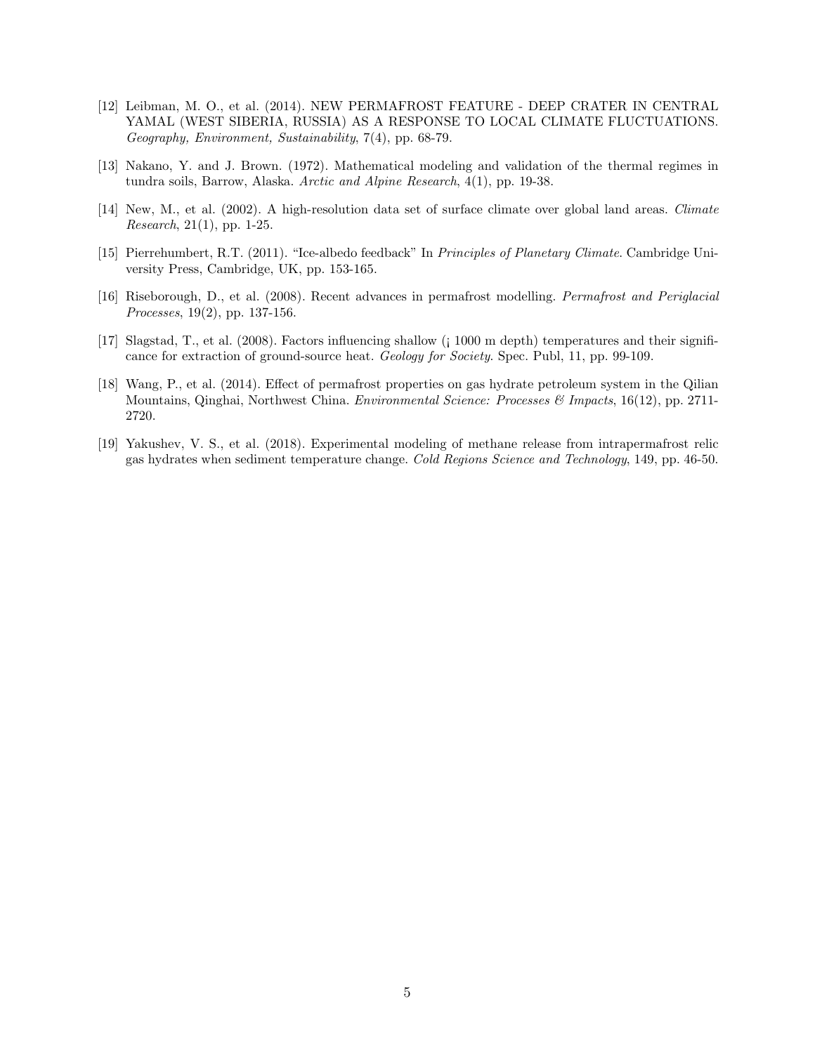[12] Leibman, M. O., et al. (2014). NEW PERMAFROST FEATURE - DEEP CRATER IN CENTRAL YAMAL (WEST SIBERIA, RUSSIA) AS A RESPONSE TO LOCAL CLIMATE FLUCTUATIONS. *Geography, Environment, Sustainability*, 7(4), pp. 68-79.

[13] Nakano, Y. and J. Brown. (1972). Mathematical modeling and validation of the thermal regimes in tundra soils, Barrow, Alaska. *Arctic and Alpine Research*, 4(1), pp. 19-38.

[14] New, M., et al. (2002). A high-resolution data set of surface climate over global land areas. *Climate Research*, 21(1), pp. 1-25.

[15] Pierrehumbert, R.T. (2011). "Ice-albedo feedback" In *Principles of Planetary Climate*. Cambridge University Press, Cambridge, UK, pp. 153-165.

[16] Riseborough, D., et al. (2008). Recent advances in permafrost modelling. *Permafrost and Periglacial Processes*, 19(2), pp. 137-156.

[17] Slagstad, T., et al. (2008). Factors influencing shallow (¡ 1000 m depth) temperatures and their significance for extraction of ground-source heat. *Geology for Society*. Spec. Publ, 11, pp. 99-109.

[18] Wang, P., et al. (2014). Effect of permafrost properties on gas hydrate petroleum system in the Qilian Mountains, Qinghai, Northwest China. *Environmental Science: Processes & Impacts*, 16(12), pp. 2711-2720.

[19] Yakushev, V. S., et al. (2018). Experimental modeling of methane release from intrapermafrost relic gas hydrates when sediment temperature change. *Cold Regions Science and Technology*, 149, pp. 46-50.